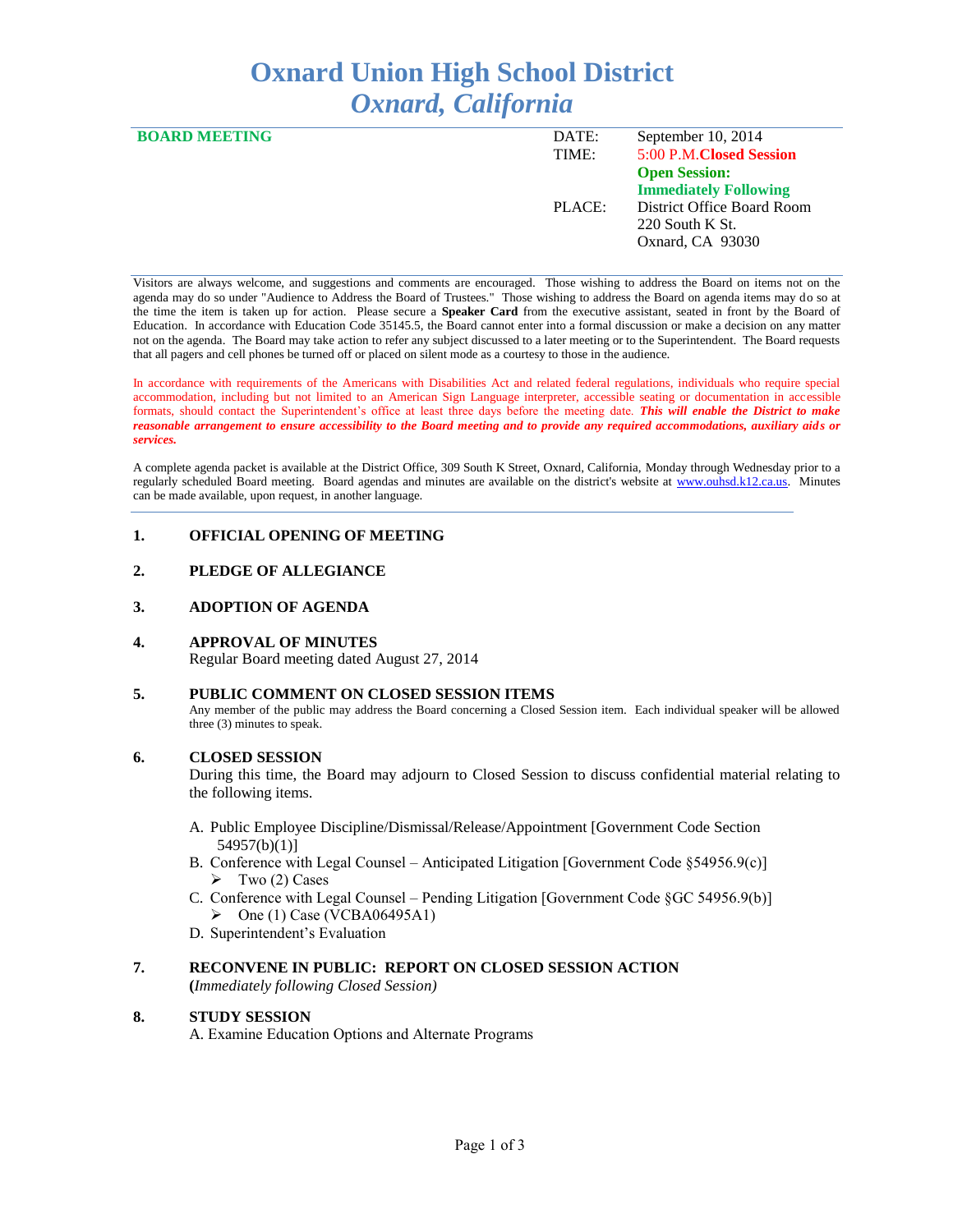# Oxnard Union High School District
## *Oxnard, California*

**BOARD MEETING**

| | |
|---|---|
| DATE: | September 10, 2014 |
| TIME: | 5:00 P.M.**Closed Session** |
| | **Open Session: Immediately Following** |
| PLACE: | District Office Board Room<br>220 South K St.<br>Oxnard, CA 93030 |

Visitors are always welcome, and suggestions and comments are encouraged. Those wishing to address the Board on items not on the agenda may do so under "Audience to Address the Board of Trustees." Those wishing to address the Board on agenda items may do so at the time the item is taken up for action. Please secure a **Speaker Card** from the executive assistant, seated in front by the Board of Education. In accordance with Education Code 35145.5, the Board cannot enter into a formal discussion or make a decision on any matter not on the agenda. The Board may take action to refer any subject discussed to a later meeting or to the Superintendent. The Board requests that all pagers and cell phones be turned off or placed on silent mode as a courtesy to those in the audience.

In accordance with requirements of the Americans with Disabilities Act and related federal regulations, individuals who require special accommodation, including but not limited to an American Sign Language interpreter, accessible seating or documentation in accessible formats, should contact the Superintendent's office at least three days before the meeting date. ***This will enable the District to make reasonable arrangement to ensure accessibility to the Board meeting and to provide any required accommodations, auxiliary aids or services.***

A complete agenda packet is available at the District Office, 309 South K Street, Oxnard, California, Monday through Wednesday prior to a regularly scheduled Board meeting. Board agendas and minutes are available on the district's website at www.ouhsd.k12.ca.us. Minutes can be made available, upon request, in another language.

**1. OFFICIAL OPENING OF MEETING**

**2. PLEDGE OF ALLEGIANCE**

**3. ADOPTION OF AGENDA**

**4. APPROVAL OF MINUTES**
Regular Board meeting dated August 27, 2014

**5. PUBLIC COMMENT ON CLOSED SESSION ITEMS**
Any member of the public may address the Board concerning a Closed Session item. Each individual speaker will be allowed three (3) minutes to speak.

**6. CLOSED SESSION**
During this time, the Board may adjourn to Closed Session to discuss confidential material relating to the following items.

A. Public Employee Discipline/Dismissal/Release/Appointment [Government Code Section 54957(b)(1)]
B. Conference with Legal Counsel – Anticipated Litigation [Government Code §54956.9(c)]
   - Two (2) Cases
C. Conference with Legal Counsel – Pending Litigation [Government Code §GC 54956.9(b)]
   - One (1) Case (VCBA06495A1)
D. Superintendent's Evaluation

**7. RECONVENE IN PUBLIC: REPORT ON CLOSED SESSION ACTION**
**(***Immediately following Closed Session)*

**8. STUDY SESSION**
A. Examine Education Options and Alternate Programs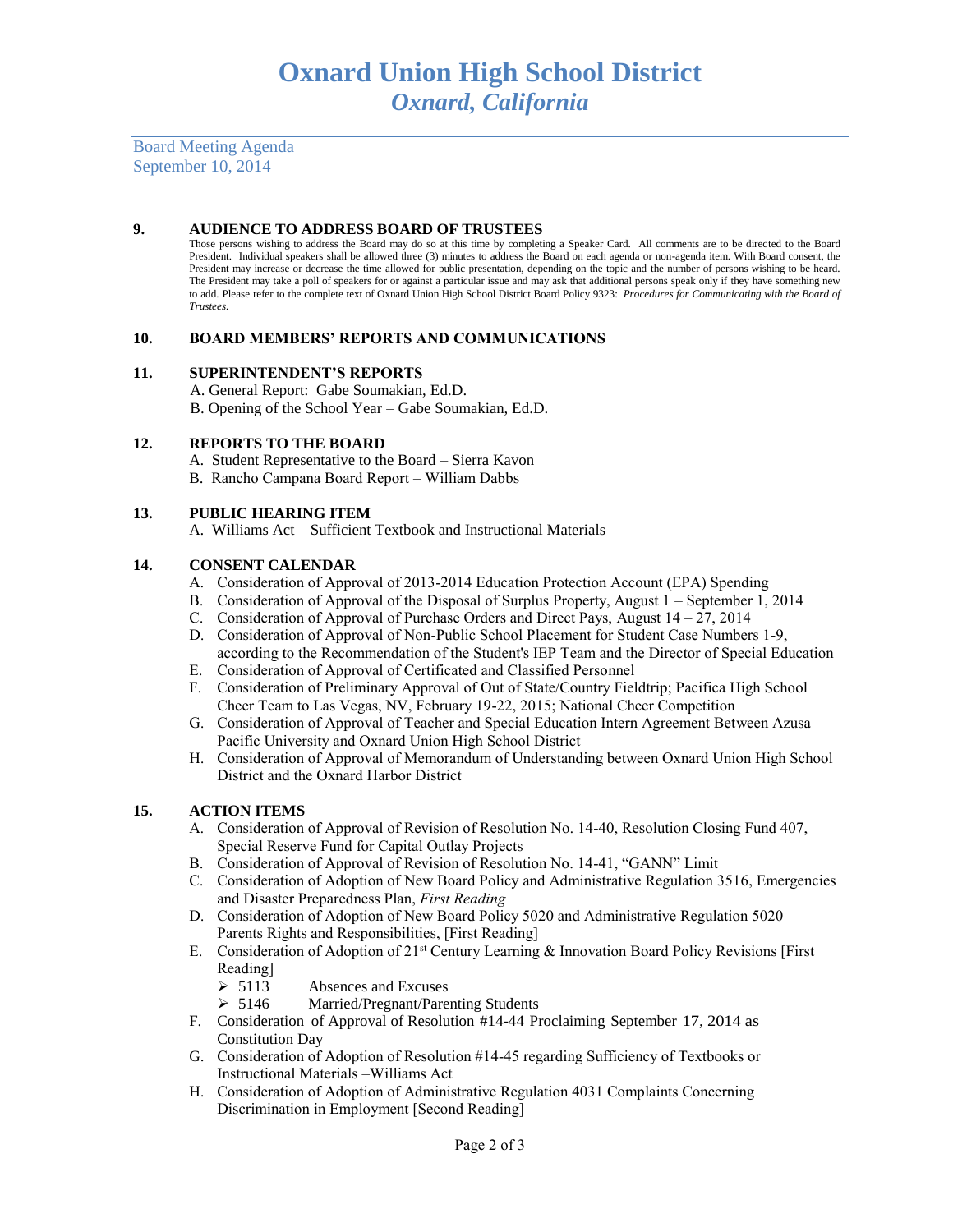# Oxnard Union High School District
## *Oxnard, California*

Board Meeting Agenda
September 10, 2014

### 9. AUDIENCE TO ADDRESS BOARD OF TRUSTEES

Those persons wishing to address the Board may do so at this time by completing a Speaker Card. All comments are to be directed to the Board President. Individual speakers shall be allowed three (3) minutes to address the Board on each agenda or non-agenda item. With Board consent, the President may increase or decrease the time allowed for public presentation, depending on the topic and the number of persons wishing to be heard. The President may take a poll of speakers for or against a particular issue and may ask that additional persons speak only if they have something new to add. Please refer to the complete text of Oxnard Union High School District Board Policy 9323: *Procedures for Communicating with the Board of Trustees.*

### 10. BOARD MEMBERS' REPORTS AND COMMUNICATIONS

### 11. SUPERINTENDENT'S REPORTS

A. General Report: Gabe Soumakian, Ed.D.
B. Opening of the School Year – Gabe Soumakian, Ed.D.

### 12. REPORTS TO THE BOARD

A. Student Representative to the Board – Sierra Kavon
B. Rancho Campana Board Report – William Dabbs

### 13. PUBLIC HEARING ITEM

A. Williams Act – Sufficient Textbook and Instructional Materials

### 14. CONSENT CALENDAR

A. Consideration of Approval of 2013-2014 Education Protection Account (EPA) Spending
B. Consideration of Approval of the Disposal of Surplus Property, August 1 – September 1, 2014
C. Consideration of Approval of Purchase Orders and Direct Pays, August 14 – 27, 2014
D. Consideration of Approval of Non-Public School Placement for Student Case Numbers 1-9, according to the Recommendation of the Student's IEP Team and the Director of Special Education
E. Consideration of Approval of Certificated and Classified Personnel
F. Consideration of Preliminary Approval of Out of State/Country Fieldtrip; Pacifica High School Cheer Team to Las Vegas, NV, February 19-22, 2015; National Cheer Competition
G. Consideration of Approval of Teacher and Special Education Intern Agreement Between Azusa Pacific University and Oxnard Union High School District
H. Consideration of Approval of Memorandum of Understanding between Oxnard Union High School District and the Oxnard Harbor District

### 15. ACTION ITEMS

A. Consideration of Approval of Revision of Resolution No. 14-40, Resolution Closing Fund 407, Special Reserve Fund for Capital Outlay Projects
B. Consideration of Approval of Revision of Resolution No. 14-41, "GANN" Limit
C. Consideration of Adoption of New Board Policy and Administrative Regulation 3516, Emergencies and Disaster Preparedness Plan, *First Reading*
D. Consideration of Adoption of New Board Policy 5020 and Administrative Regulation 5020 – Parents Rights and Responsibilities, [First Reading]
E. Consideration of Adoption of 21st Century Learning & Innovation Board Policy Revisions [First Reading]
   - 5113 Absences and Excuses
   - 5146 Married/Pregnant/Parenting Students
F. Consideration of Approval of Resolution #14-44 Proclaiming September 17, 2014 as Constitution Day
G. Consideration of Adoption of Resolution #14-45 regarding Sufficiency of Textbooks or Instructional Materials –Williams Act
H. Consideration of Adoption of Administrative Regulation 4031 Complaints Concerning Discrimination in Employment [Second Reading]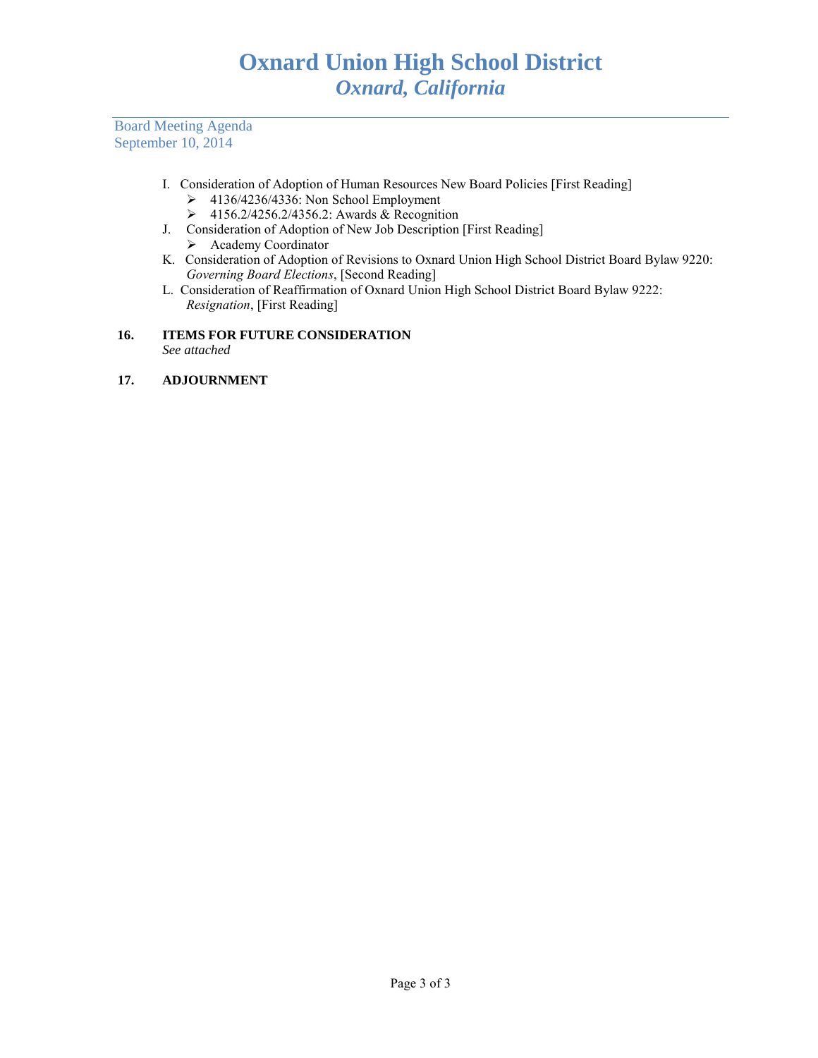# Oxnard Union High School District
## *Oxnard, California*

Board Meeting Agenda
September 10, 2014

I. Consideration of Adoption of Human Resources New Board Policies [First Reading]
   - 4136/4236/4336: Non School Employment
   - 4156.2/4256.2/4356.2: Awards & Recognition

J. Consideration of Adoption of New Job Description [First Reading]
   - Academy Coordinator

K. Consideration of Adoption of Revisions to Oxnard Union High School District Board Bylaw 9220: *Governing Board Elections*, [Second Reading]

L. Consideration of Reaffirmation of Oxnard Union High School District Board Bylaw 9222: *Resignation*, [First Reading]

**16. ITEMS FOR FUTURE CONSIDERATION**
*See attached*

**17. ADJOURNMENT**